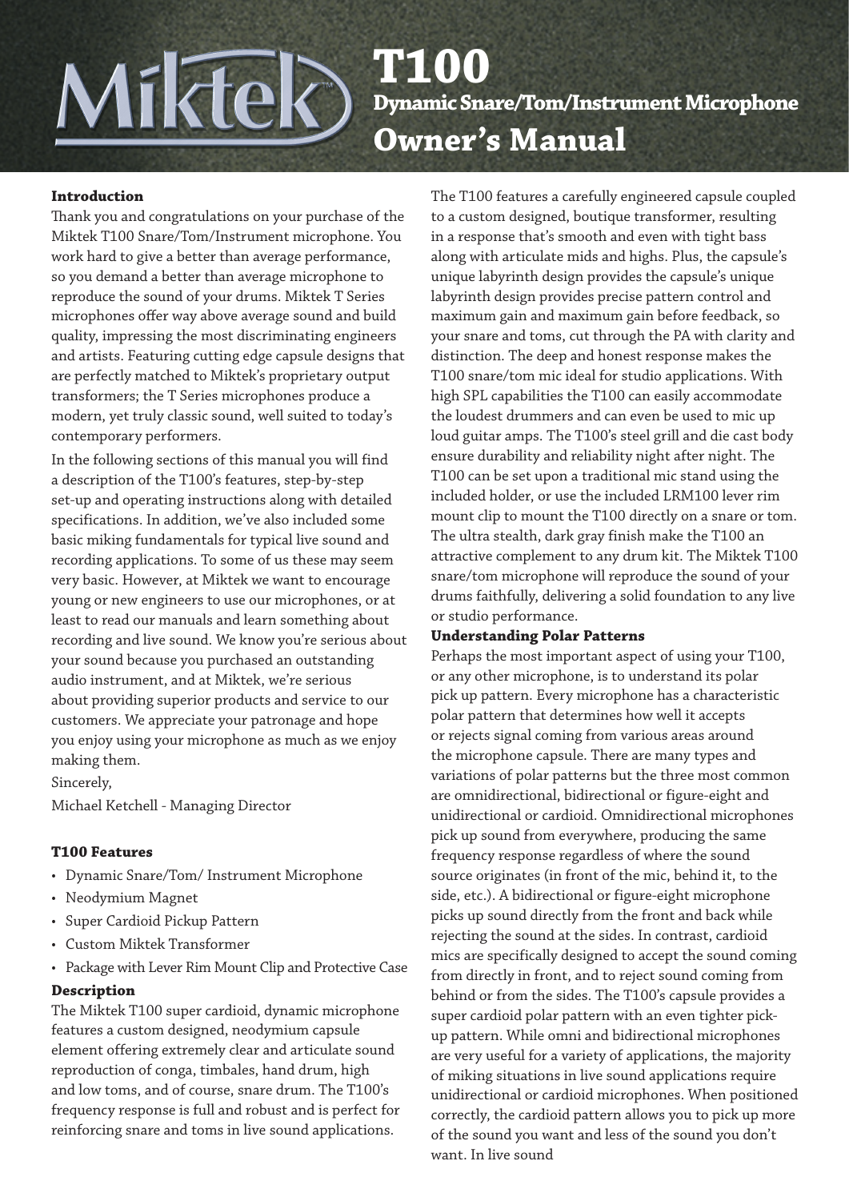# T100

## Dynamic Snare/Tom/Instrument Microphone

## Owner's Manual

### Introduction

Thank you and congratulations on your purchase of the Miktek T100 Snare/Tom/Instrument microphone. You work hard to give a better than average performance, so you demand a better than average microphone to reproduce the sound of your drums. Miktek T Series microphones offer way above average sound and build quality, impressing the most discriminating engineers and artists. Featuring cutting edge capsule designs that are perfectly matched to Miktek's proprietary output transformers; the T Series microphones produce a modern, yet truly classic sound, well suited to today's contemporary performers.

In the following sections of this manual you will find a description of the T100's features, step-by-step set-up and operating instructions along with detailed specifications. In addition, we've also included some basic miking fundamentals for typical live sound and recording applications. To some of us these may seem very basic. However, at Miktek we want to encourage young or new engineers to use our microphones, or at least to read our manuals and learn something about recording and live sound. We know you're serious about your sound because you purchased an outstanding audio instrument, and at Miktek, we're serious about providing superior products and service to our customers. We appreciate your patronage and hope you enjoy using your microphone as much as we enjoy making them.

Sincerely,

Michael Ketchell - Managing Director

### T100 Features

- Dynamic Snare/Tom/ Instrument Microphone
- Neodymium Magnet
- Super Cardioid Pickup Pattern
- Custom Miktek Transformer
- Package with Lever Rim Mount Clip and Protective Case

### Description

The Miktek T100 super cardioid, dynamic microphone features a custom designed, neodymium capsule element offering extremely clear and articulate sound reproduction of conga, timbales, hand drum, high and low toms, and of course, snare drum. The T100's frequency response is full and robust and is perfect for reinforcing snare and toms in live sound applications.

The T100 features a carefully engineered capsule coupled to a custom designed, boutique transformer, resulting in a response that's smooth and even with tight bass along with articulate mids and highs. Plus, the capsule's unique labyrinth design provides the capsule's unique labyrinth design provides precise pattern control and maximum gain and maximum gain before feedback, so your snare and toms, cut through the PA with clarity and distinction. The deep and honest response makes the T100 snare/tom mic ideal for studio applications. With high SPL capabilities the T100 can easily accommodate the loudest drummers and can even be used to mic up loud guitar amps. The T100's steel grill and die cast body ensure durability and reliability night after night. The T100 can be set upon a traditional mic stand using the included holder, or use the included LRM100 lever rim mount clip to mount the T100 directly on a snare or tom. The ultra stealth, dark gray finish make the T100 an attractive complement to any drum kit. The Miktek T100 snare/tom microphone will reproduce the sound of your drums faithfully, delivering a solid foundation to any live or studio performance.

### Understanding Polar Patterns

Perhaps the most important aspect of using your T100, or any other microphone, is to understand its polar pick up pattern. Every microphone has a characteristic polar pattern that determines how well it accepts or rejects signal coming from various areas around the microphone capsule. There are many types and variations of polar patterns but the three most common are omnidirectional, bidirectional or figure-eight and unidirectional or cardioid. Omnidirectional microphones pick up sound from everywhere, producing the same frequency response regardless of where the sound source originates (in front of the mic, behind it, to the side, etc.). A bidirectional or figure-eight microphone picks up sound directly from the front and back while rejecting the sound at the sides. In contrast, cardioid mics are specifically designed to accept the sound coming from directly in front, and to reject sound coming from behind or from the sides. The T100's capsule provides a super cardioid polar pattern with an even tighter pick-up pattern. While omni and bidirectional microphones are very useful for a variety of applications, the majority of miking situations in live sound applications require unidirectional or cardioid microphones. When positioned correctly, the cardioid pattern allows you to pick up more of the sound you want and less of the sound you don't want. In live sound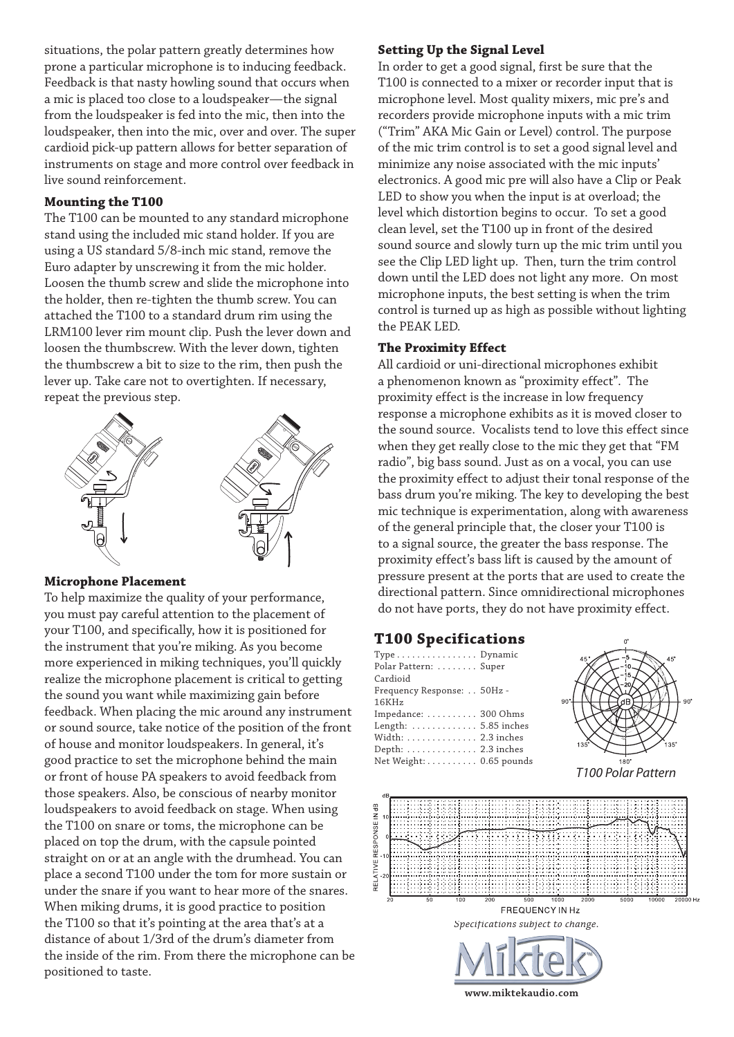situations, the polar pattern greatly determines how prone a particular microphone is to inducing feedback. Feedback is that nasty howling sound that occurs when a mic is placed too close to a loudspeaker—the signal from the loudspeaker is fed into the mic, then into the loudspeaker, then into the mic, over and over. The super cardioid pick-up pattern allows for better separation of instruments on stage and more control over feedback in live sound reinforcement.

### Mounting the T100

The T100 can be mounted to any standard microphone stand using the included mic stand holder. If you are using a US standard 5/8-inch mic stand, remove the Euro adapter by unscrewing it from the mic holder. Loosen the thumb screw and slide the microphone into the holder, then re-tighten the thumb screw. You can attached the T100 to a standard drum rim using the LRM100 lever rim mount clip. Push the lever down and loosen the thumbscrew. With the lever down, tighten the thumbscrew a bit to size to the rim, then push the lever up. Take care not to overtighten. If necessary, repeat the previous step.

### Microphone Placement

To help maximize the quality of your performance, you must pay careful attention to the placement of your T100, and specifically, how it is positioned for the instrument that you're miking. As you become more experienced in miking techniques, you'll quickly realize the microphone placement is critical to getting the sound you want while maximizing gain before feedback. When placing the mic around any instrument or sound source, take notice of the position of the front of house and monitor loudspeakers. In general, it's good practice to set the microphone behind the main or front of house PA speakers to avoid feedback from those speakers. Also, be conscious of nearby monitor loudspeakers to avoid feedback on stage. When using the T100 on snare or toms, the microphone can be placed on top the drum, with the capsule pointed straight on or at an angle with the drumhead. You can place a second T100 under the tom for more sustain or under the snare if you want to hear more of the snares. When miking drums, it is good practice to position the T100 so that it's pointing at the area that's at a distance of about 1/3rd of the drum's diameter from the inside of the rim. From there the microphone can be positioned to taste.

### Setting Up the Signal Level

In order to get a good signal, first be sure that the T100 is connected to a mixer or recorder input that is microphone level. Most quality mixers, mic pre's and recorders provide microphone inputs with a mic trim ("Trim" AKA Mic Gain or Level) control. The purpose of the mic trim control is to set a good signal level and minimize any noise associated with the mic inputs' electronics. A good mic pre will also have a Clip or Peak LED to show you when the input is at overload; the level which distortion begins to occur. To set a good clean level, set the T100 up in front of the desired sound source and slowly turn up the mic trim until you see the Clip LED light up. Then, turn the trim control down until the LED does not light any more. On most microphone inputs, the best setting is when the trim control is turned up as high as possible without lighting the PEAK LED.

### The Proximity Effect

All cardioid or uni-directional microphones exhibit a phenomenon known as "proximity effect". The proximity effect is the increase in low frequency response a microphone exhibits as it is moved closer to the sound source. Vocalists tend to love this effect since when they get really close to the mic they get that "FM radio", big bass sound. Just as on a vocal, you can use the proximity effect to adjust their tonal response of the bass drum you're miking. The key to developing the best mic technique is experimentation, along with awareness of the general principle that, the closer your T100 is to a signal source, the greater the bass response. The proximity effect's bass lift is caused by the amount of pressure present at the ports that are used to create the directional pattern. Since omnidirectional microphones do not have ports, they do not have proximity effect.

## T100 Specifications

| | |
|---|---|
| Type | Dynamic |
| Polar Pattern: | Super Cardioid |
| Frequency Response: | 50Hz - 16KHz |
| Impedance: | 300 Ohms |
| Length: | 5.85 inches |
| Width: | 2.3 inches |
| Depth: | 2.3 inches |
| Net Weight: | 0.65 pounds |

0° 45° 45° 90° 90° 135° 135° 180°
-5 -10 -15 -20 dB

*T100 Polar Pattern*

dB
10
0
-10
-20
RELATIVE RESPONSE IN dB
20 50 100 200 500 1000 2000 5000 10000 20000 Hz
FREQUENCY IN Hz

*Specifications subject to change.*

Miktek™

www.miktekaudio.com